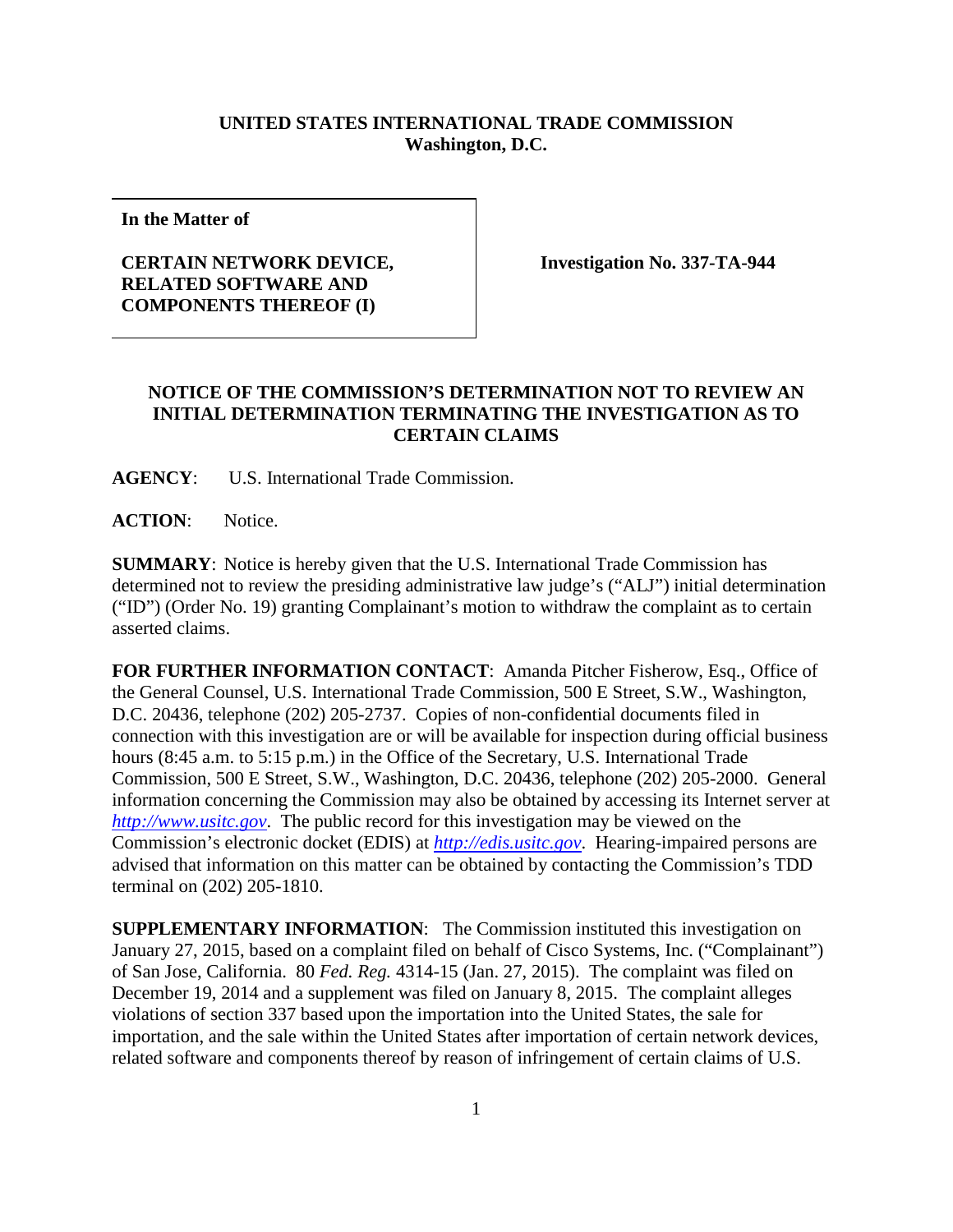**UNITED STATES INTERNATIONAL TRADE COMMISSION**
**Washington, D.C.**

| **In the Matter of** **CERTAIN NETWORK DEVICE, RELATED SOFTWARE AND COMPONENTS THEREOF (I)** | **Investigation No. 337-TA-944** |
|---|---|

## NOTICE OF THE COMMISSION'S DETERMINATION NOT TO REVIEW AN INITIAL DETERMINATION TERMINATING THE INVESTIGATION AS TO CERTAIN CLAIMS

**AGENCY**: U.S. International Trade Commission.

**ACTION**: Notice.

**SUMMARY**: Notice is hereby given that the U.S. International Trade Commission has determined not to review the presiding administrative law judge's ("ALJ") initial determination ("ID") (Order No. 19) granting Complainant's motion to withdraw the complaint as to certain asserted claims.

**FOR FURTHER INFORMATION CONTACT**: Amanda Pitcher Fisherow, Esq., Office of the General Counsel, U.S. International Trade Commission, 500 E Street, S.W., Washington, D.C. 20436, telephone (202) 205-2737. Copies of non-confidential documents filed in connection with this investigation are or will be available for inspection during official business hours (8:45 a.m. to 5:15 p.m.) in the Office of the Secretary, U.S. International Trade Commission, 500 E Street, S.W., Washington, D.C. 20436, telephone (202) 205-2000. General information concerning the Commission may also be obtained by accessing its Internet server at *http://www.usitc.gov*. The public record for this investigation may be viewed on the Commission's electronic docket (EDIS) at *http://edis.usitc.gov*. Hearing-impaired persons are advised that information on this matter can be obtained by contacting the Commission's TDD terminal on (202) 205-1810.

**SUPPLEMENTARY INFORMATION**: The Commission instituted this investigation on January 27, 2015, based on a complaint filed on behalf of Cisco Systems, Inc. ("Complainant") of San Jose, California. 80 *Fed. Reg.* 4314-15 (Jan. 27, 2015). The complaint was filed on December 19, 2014 and a supplement was filed on January 8, 2015. The complaint alleges violations of section 337 based upon the importation into the United States, the sale for importation, and the sale within the United States after importation of certain network devices, related software and components thereof by reason of infringement of certain claims of U.S.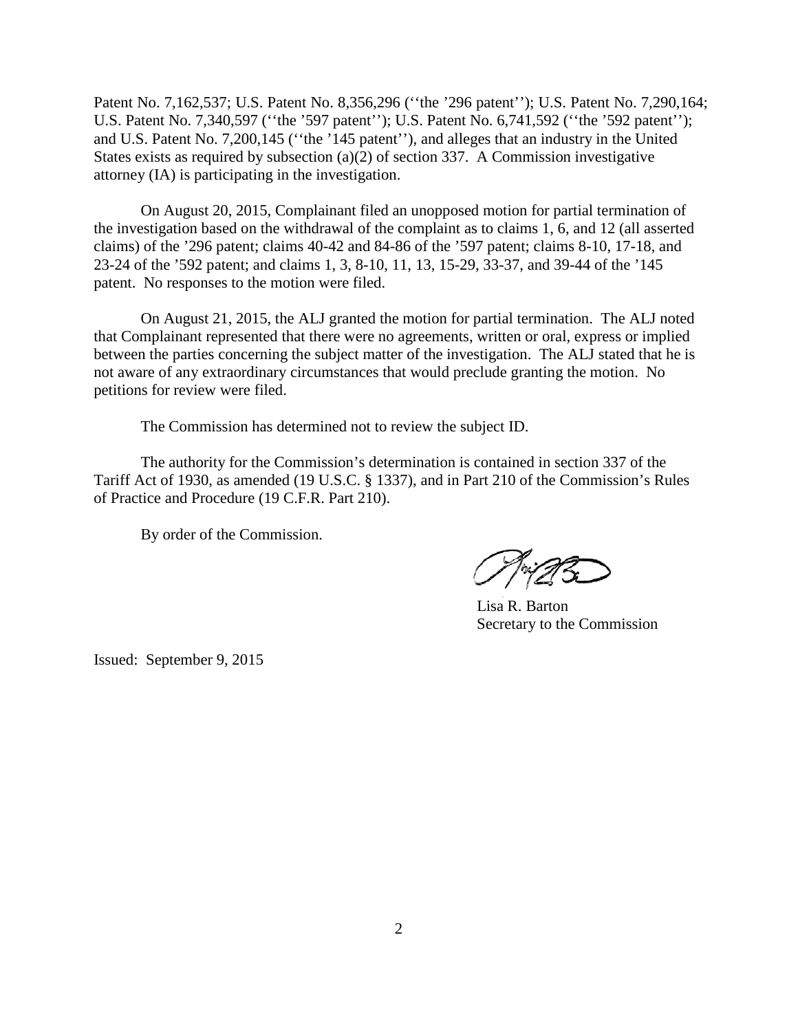Patent No. 7,162,537; U.S. Patent No. 8,356,296 (''the '296 patent''); U.S. Patent No. 7,290,164; U.S. Patent No. 7,340,597 (''the '597 patent''); U.S. Patent No. 6,741,592 (''the '592 patent''); and U.S. Patent No. 7,200,145 (''the '145 patent''), and alleges that an industry in the United States exists as required by subsection (a)(2) of section 337. A Commission investigative attorney (IA) is participating in the investigation.

On August 20, 2015, Complainant filed an unopposed motion for partial termination of the investigation based on the withdrawal of the complaint as to claims 1, 6, and 12 (all asserted claims) of the '296 patent; claims 40-42 and 84-86 of the '597 patent; claims 8-10, 17-18, and 23-24 of the '592 patent; and claims 1, 3, 8-10, 11, 13, 15-29, 33-37, and 39-44 of the '145 patent. No responses to the motion were filed.

On August 21, 2015, the ALJ granted the motion for partial termination. The ALJ noted that Complainant represented that there were no agreements, written or oral, express or implied between the parties concerning the subject matter of the investigation. The ALJ stated that he is not aware of any extraordinary circumstances that would preclude granting the motion. No petitions for review were filed.

The Commission has determined not to review the subject ID.

The authority for the Commission's determination is contained in section 337 of the Tariff Act of 1930, as amended (19 U.S.C. § 1337), and in Part 210 of the Commission's Rules of Practice and Procedure (19 C.F.R. Part 210).

By order of the Commission.

Lisa R. Barton
Secretary to the Commission

Issued: September 9, 2015